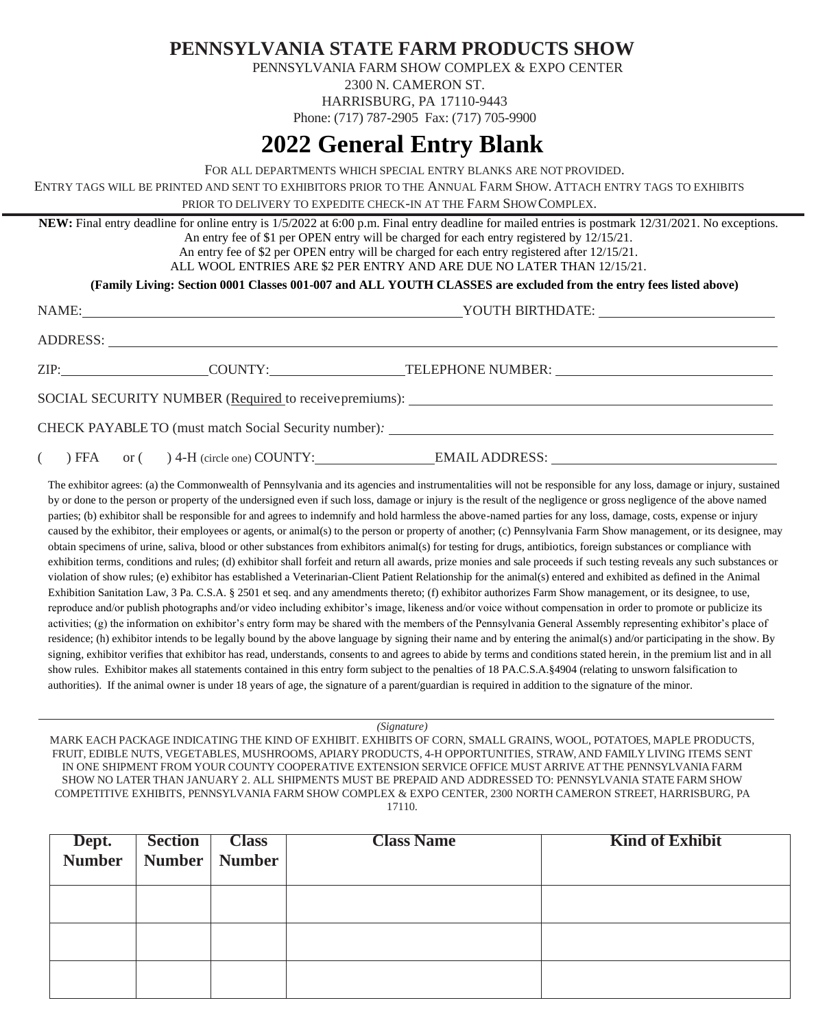# PENNSYLVANIA STATE FARM PRODUCTS SHOW

PENNSYLVANIA FARM SHOW COMPLEX & EXPO CENTER
2300 N. CAMERON ST.
HARRISBURG, PA 17110-9443
Phone: (717) 787-2905 Fax: (717) 705-9900

# 2022 General Entry Blank

FOR ALL DEPARTMENTS WHICH SPECIAL ENTRY BLANKS ARE NOT PROVIDED.
ENTRY TAGS WILL BE PRINTED AND SENT TO EXHIBITORS PRIOR TO THE ANNUAL FARM SHOW. ATTACH ENTRY TAGS TO EXHIBITS PRIOR TO DELIVERY TO EXPEDITE CHECK-IN AT THE FARM SHOW COMPLEX.

**NEW:** Final entry deadline for online entry is 1/5/2022 at 6:00 p.m. Final entry deadline for mailed entries is postmark 12/31/2021. No exceptions.
An entry fee of $1 per OPEN entry will be charged for each entry registered by 12/15/21.
An entry fee of $2 per OPEN entry will be charged for each entry registered after 12/15/21.
ALL WOOL ENTRIES ARE $2 PER ENTRY AND ARE DUE NO LATER THAN 12/15/21.

**(Family Living: Section 0001 Classes 001-007 and ALL YOUTH CLASSES are excluded from the entry fees listed above)**

NAME: ______________________ YOUTH BIRTHDATE: ______________________

ADDRESS: ______________________

ZIP: __________ COUNTY: __________ TELEPHONE NUMBER: ______________________

SOCIAL SECURITY NUMBER (Required to receive premiums): ______________________

CHECK PAYABLE TO (must match Social Security number): ______________________

(  ) FFA or (  ) 4-H (circle one) COUNTY: __________ EMAIL ADDRESS: ______________________

The exhibitor agrees: (a) the Commonwealth of Pennsylvania and its agencies and instrumentalities will not be responsible for any loss, damage or injury, sustained by or done to the person or property of the undersigned even if such loss, damage or injury is the result of the negligence or gross negligence of the above named parties; (b) exhibitor shall be responsible for and agrees to indemnify and hold harmless the above-named parties for any loss, damage, costs, expense or injury caused by the exhibitor, their employees or agents, or animal(s) to the person or property of another; (c) Pennsylvania Farm Show management, or its designee, may obtain specimens of urine, saliva, blood or other substances from exhibitors animal(s) for testing for drugs, antibiotics, foreign substances or compliance with exhibition terms, conditions and rules; (d) exhibitor shall forfeit and return all awards, prize monies and sale proceeds if such testing reveals any such substances or violation of show rules; (e) exhibitor has established a Veterinarian-Client Patient Relationship for the animal(s) entered and exhibited as defined in the Animal Exhibition Sanitation Law, 3 Pa. C.S.A. § 2501 et seq. and any amendments thereto; (f) exhibitor authorizes Farm Show management, or its designee, to use, reproduce and/or publish photographs and/or video including exhibitor's image, likeness and/or voice without compensation in order to promote or publicize its activities; (g) the information on exhibitor's entry form may be shared with the members of the Pennsylvania General Assembly representing exhibitor's place of residence; (h) exhibitor intends to be legally bound by the above language by signing their name and by entering the animal(s) and/or participating in the show. By signing, exhibitor verifies that exhibitor has read, understands, consents to and agrees to abide by terms and conditions stated herein, in the premium list and in all show rules. Exhibitor makes all statements contained in this entry form subject to the penalties of 18 PA.C.S.A.§4904 (relating to unsworn falsification to authorities). If the animal owner is under 18 years of age, the signature of a parent/guardian is required in addition to the signature of the minor.

______________________________________________
*(Signature)*

MARK EACH PACKAGE INDICATING THE KIND OF EXHIBIT. EXHIBITS OF CORN, SMALL GRAINS, WOOL, POTATOES, MAPLE PRODUCTS, FRUIT, EDIBLE NUTS, VEGETABLES, MUSHROOMS, APIARY PRODUCTS, 4-H OPPORTUNITIES, STRAW, AND FAMILY LIVING ITEMS SENT IN ONE SHIPMENT FROM YOUR COUNTY COOPERATIVE EXTENSION SERVICE OFFICE MUST ARRIVE AT THE PENNSYLVANIA FARM SHOW NO LATER THAN JANUARY 2. ALL SHIPMENTS MUST BE PREPAID AND ADDRESSED TO: PENNSYLVANIA STATE FARM SHOW COMPETITIVE EXHIBITS, PENNSYLVANIA FARM SHOW COMPLEX & EXPO CENTER, 2300 NORTH CAMERON STREET, HARRISBURG, PA 17110.

| Dept. Number | Section Number | Class Number | Class Name | Kind of Exhibit |
|---|---|---|---|---|
| | | | | |
| | | | | |
| | | | | |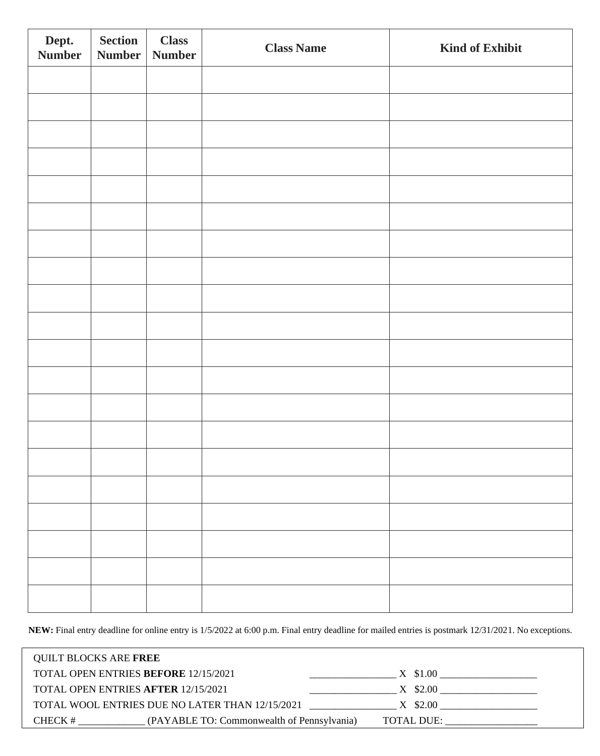| Dept. Number | Section Number | Class Number | Class Name | Kind of Exhibit |
|---|---|---|---|---|
| | | | | |
| | | | | |
| | | | | |
| | | | | |
| | | | | |
| | | | | |
| | | | | |
| | | | | |
| | | | | |
| | | | | |
| | | | | |
| | | | | |
| | | | | |
| | | | | |
| | | | | |
| | | | | |
| | | | | |
| | | | | |
| | | | | |
| | | | | |

**NEW:** Final entry deadline for online entry is 1/5/2022 at 6:00 p.m. Final entry deadline for mailed entries is postmark 12/31/2021. No exceptions.

QUILT BLOCKS ARE **FREE**

TOTAL OPEN ENTRIES **BEFORE** 12/15/2021 _________________ X $1.00 ___________________

TOTAL OPEN ENTRIES **AFTER** 12/15/2021 _________________ X $2.00 ___________________

TOTAL WOOL ENTRIES DUE NO LATER THAN 12/15/2021 _________________ X $2.00 ___________________

CHECK # _____________ (PAYABLE TO: Commonwealth of Pennsylvania) TOTAL DUE: __________________